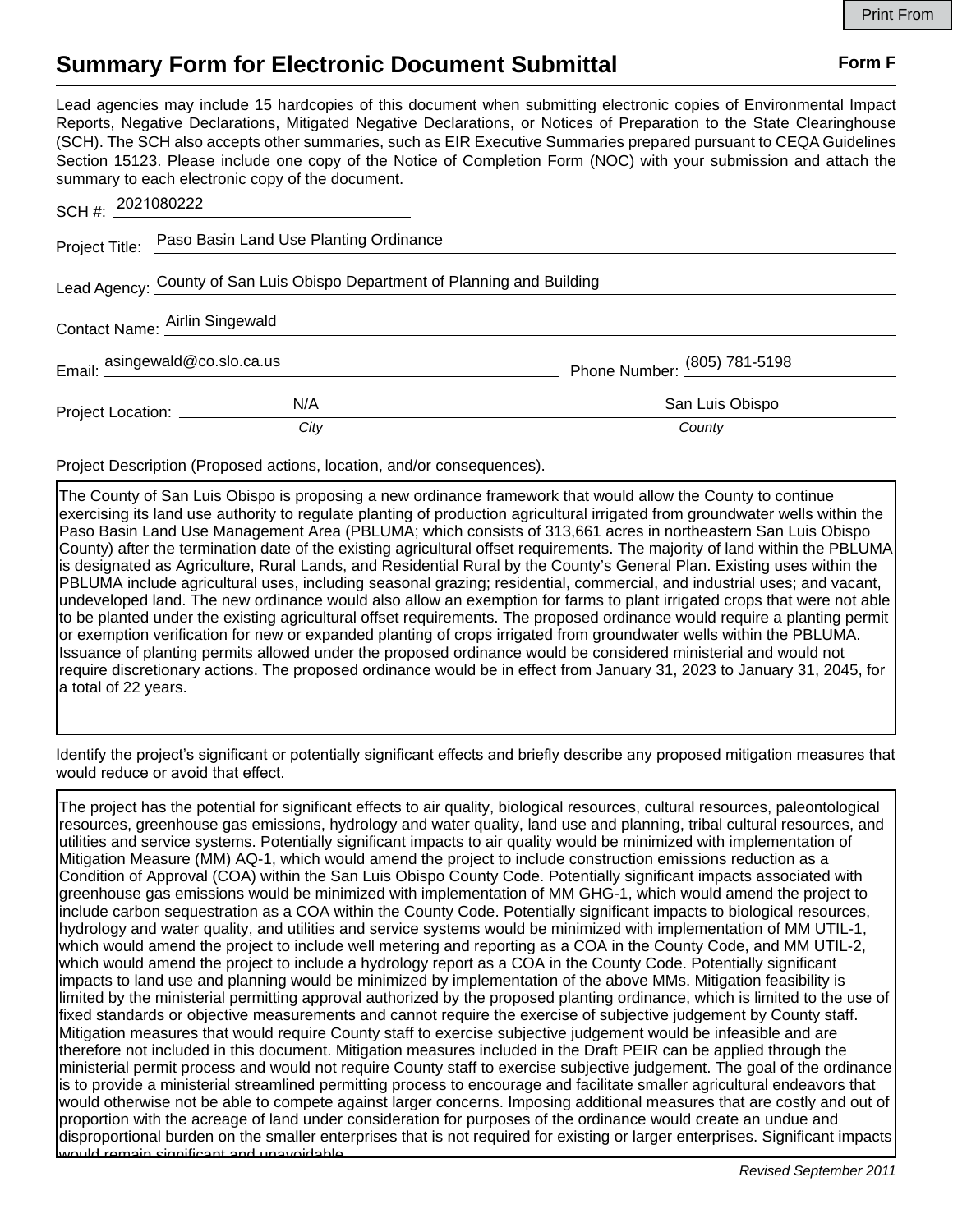Print From

# Summary Form for Electronic Document Submittal

**Form F**

Lead agencies may include 15 hardcopies of this document when submitting electronic copies of Environmental Impact Reports, Negative Declarations, Mitigated Negative Declarations, or Notices of Preparation to the State Clearinghouse (SCH). The SCH also accepts other summaries, such as EIR Executive Summaries prepared pursuant to CEQA Guidelines Section 15123. Please include one copy of the Notice of Completion Form (NOC) with your submission and attach the summary to each electronic copy of the document.

SCH #: 2021080222

Project Title: Paso Basin Land Use Planting Ordinance

Lead Agency: County of San Luis Obispo Department of Planning and Building

Contact Name: Airlin Singewald

Email: asingewald@co.slo.ca.us Phone Number: (805) 781-5198

Project Location: N/A (*City*) San Luis Obispo (*County*)

Project Description (Proposed actions, location, and/or consequences).

The County of San Luis Obispo is proposing a new ordinance framework that would allow the County to continue exercising its land use authority to regulate planting of production agricultural irrigated from groundwater wells within the Paso Basin Land Use Management Area (PBLUMA; which consists of 313,661 acres in northeastern San Luis Obispo County) after the termination date of the existing agricultural offset requirements. The majority of land within the PBLUMA is designated as Agriculture, Rural Lands, and Residential Rural by the County's General Plan. Existing uses within the PBLUMA include agricultural uses, including seasonal grazing; residential, commercial, and industrial uses; and vacant, undeveloped land. The new ordinance would also allow an exemption for farms to plant irrigated crops that were not able to be planted under the existing agricultural offset requirements. The proposed ordinance would require a planting permit or exemption verification for new or expanded planting of crops irrigated from groundwater wells within the PBLUMA. Issuance of planting permits allowed under the proposed ordinance would be considered ministerial and would not require discretionary actions. The proposed ordinance would be in effect from January 31, 2023 to January 31, 2045, for a total of 22 years.

Identify the project's significant or potentially significant effects and briefly describe any proposed mitigation measures that would reduce or avoid that effect.

The project has the potential for significant effects to air quality, biological resources, cultural resources, paleontological resources, greenhouse gas emissions, hydrology and water quality, land use and planning, tribal cultural resources, and utilities and service systems. Potentially significant impacts to air quality would be minimized with implementation of Mitigation Measure (MM) AQ-1, which would amend the project to include construction emissions reduction as a Condition of Approval (COA) within the San Luis Obispo County Code. Potentially significant impacts associated with greenhouse gas emissions would be minimized with implementation of MM GHG-1, which would amend the project to include carbon sequestration as a COA within the County Code. Potentially significant impacts to biological resources, hydrology and water quality, and utilities and service systems would be minimized with implementation of MM UTIL-1, which would amend the project to include well metering and reporting as a COA in the County Code, and MM UTIL-2, which would amend the project to include a hydrology report as a COA in the County Code. Potentially significant impacts to land use and planning would be minimized by implementation of the above MMs. Mitigation feasibility is limited by the ministerial permitting approval authorized by the proposed planting ordinance, which is limited to the use of fixed standards or objective measurements and cannot require the exercise of subjective judgement by County staff. Mitigation measures that would require County staff to exercise subjective judgement would be infeasible and are therefore not included in this document. Mitigation measures included in the Draft PEIR can be applied through the ministerial permit process and would not require County staff to exercise subjective judgement. The goal of the ordinance is to provide a ministerial streamlined permitting process to encourage and facilitate smaller agricultural endeavors that would otherwise not be able to compete against larger concerns. Imposing additional measures that are costly and out of proportion with the acreage of land under consideration for purposes of the ordinance would create an undue and disproportional burden on the smaller enterprises that is not required for existing or larger enterprises. Significant impacts would remain significant and unavoidable.

*Revised September 2011*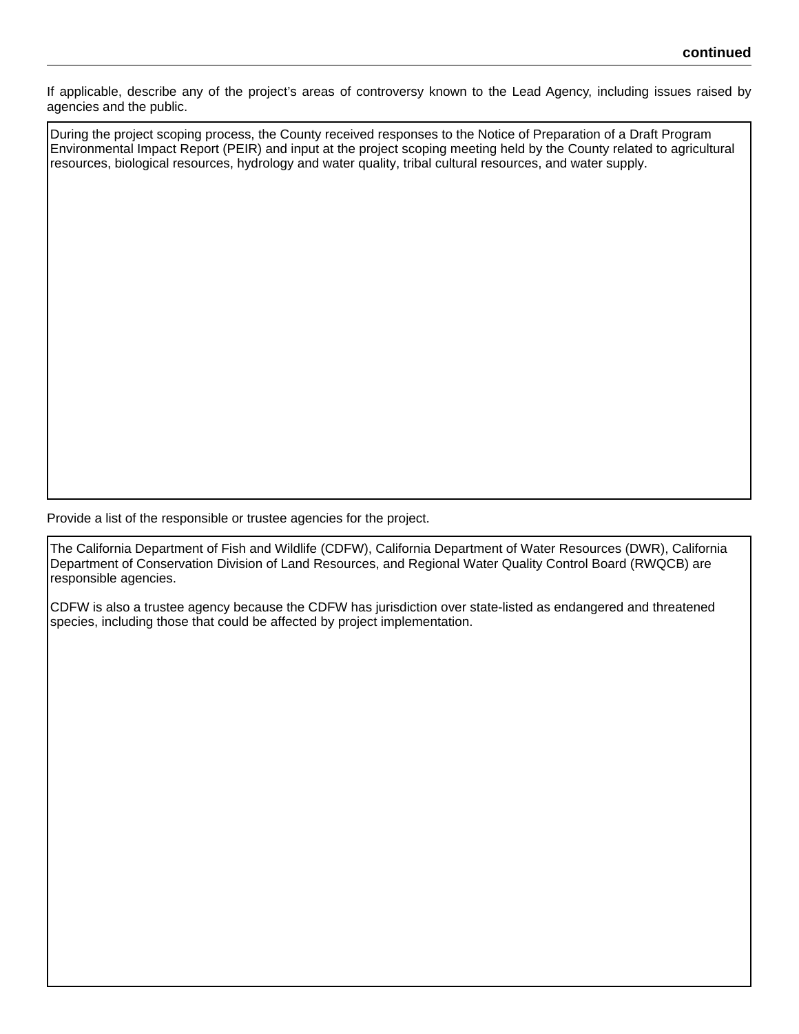**continued**

If applicable, describe any of the project's areas of controversy known to the Lead Agency, including issues raised by agencies and the public.

During the project scoping process, the County received responses to the Notice of Preparation of a Draft Program Environmental Impact Report (PEIR) and input at the project scoping meeting held by the County related to agricultural resources, biological resources, hydrology and water quality, tribal cultural resources, and water supply.

Provide a list of the responsible or trustee agencies for the project.

The California Department of Fish and Wildlife (CDFW), California Department of Water Resources (DWR), California Department of Conservation Division of Land Resources, and Regional Water Quality Control Board (RWQCB) are responsible agencies.

CDFW is also a trustee agency because the CDFW has jurisdiction over state-listed as endangered and threatened species, including those that could be affected by project implementation.